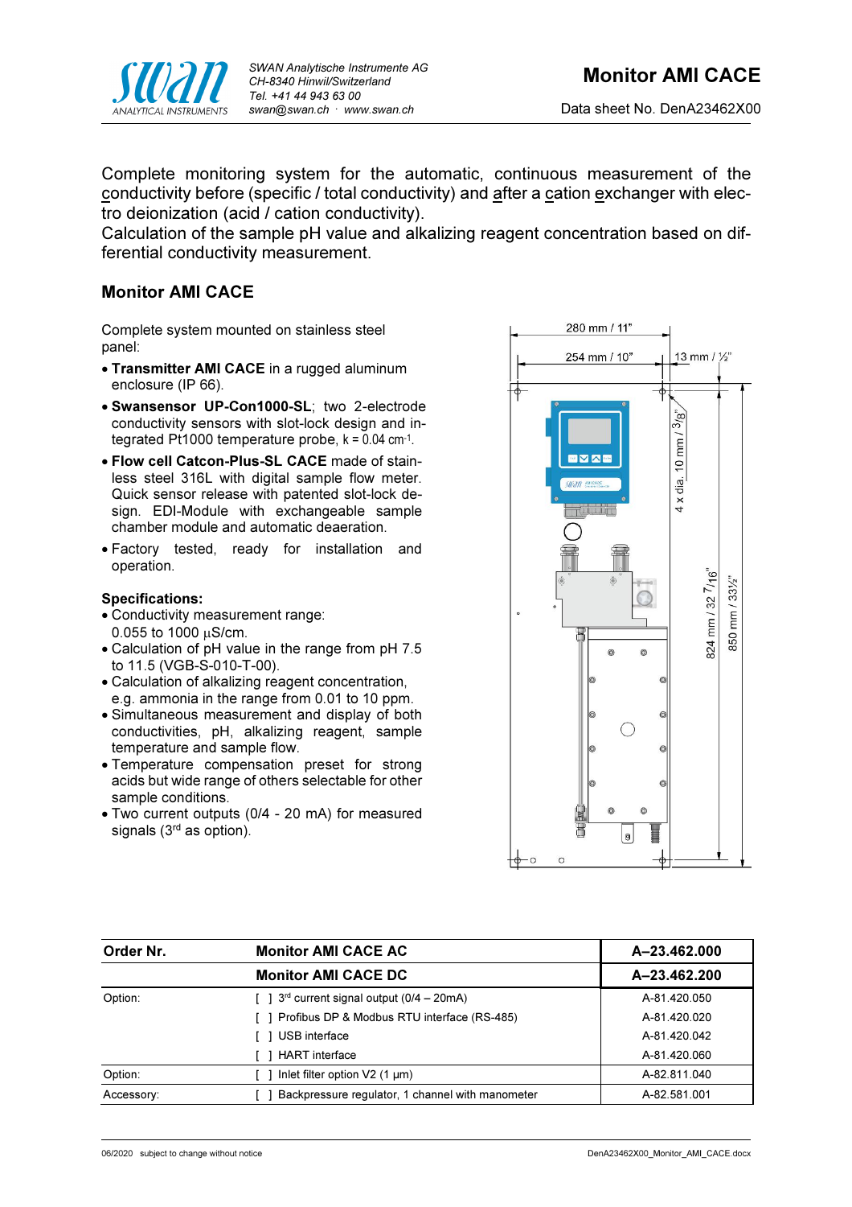# Monitor AMI CACE

Data sheet No. DenA23462X00

Complete monitoring system for the automatic, continuous measurement of the conductivity before (specific / total conductivity) and after a cation exchanger with electro deionization (acid / cation conductivity).
Calculation of the sample pH value and alkalizing reagent concentration based on differential conductivity measurement.

## Monitor AMI CACE

Complete system mounted on stainless steel panel:

- **Transmitter AMI CACE** in a rugged aluminum enclosure (IP 66).
- **Swansensor UP-Con1000-SL**; two 2-electrode conductivity sensors with slot-lock design and integrated Pt1000 temperature probe, k = 0.04 cm$^{-1}$.
- **Flow cell Catcon-Plus-SL CACE** made of stainless steel 316L with digital sample flow meter. Quick sensor release with patented slot-lock design. EDI-Module with exchangeable sample chamber module and automatic deaeration.
- Factory tested, ready for installation and operation.

**Specifications:**

- Conductivity measurement range: 0.055 to 1000 µS/cm.
- Calculation of pH value in the range from pH 7.5 to 11.5 (VGB-S-010-T-00).
- Calculation of alkalizing reagent concentration, e.g. ammonia in the range from 0.01 to 10 ppm.
- Simultaneous measurement and display of both conductivities, pH, alkalizing reagent, sample temperature and sample flow.
- Temperature compensation preset for strong acids but wide range of others selectable for other sample conditions.
- Two current outputs (0/4 - 20 mA) for measured signals (3rd as option).

280 mm / 11"
254 mm / 10"
13 mm / ½"
4 x dia. 10 mm / 3/8"
824 mm / 32 7/16"
850 mm / 33½"

| Order Nr. | Monitor AMI CACE AC | A–23.462.000 |
|---|---|---|
| | **Monitor AMI CACE DC** | **A–23.462.200** |
| Option: | [ ] 3rd current signal output (0/4 – 20mA) | A-81.420.050 |
| | [ ] Profibus DP & Modbus RTU interface (RS-485) | A-81.420.020 |
| | [ ] USB interface | A-81.420.042 |
| | [ ] HART interface | A-81.420.060 |
| Option: | [ ] Inlet filter option V2 (1 µm) | A-82.811.040 |
| Accessory: | [ ] Backpressure regulator, 1 channel with manometer | A-82.581.001 |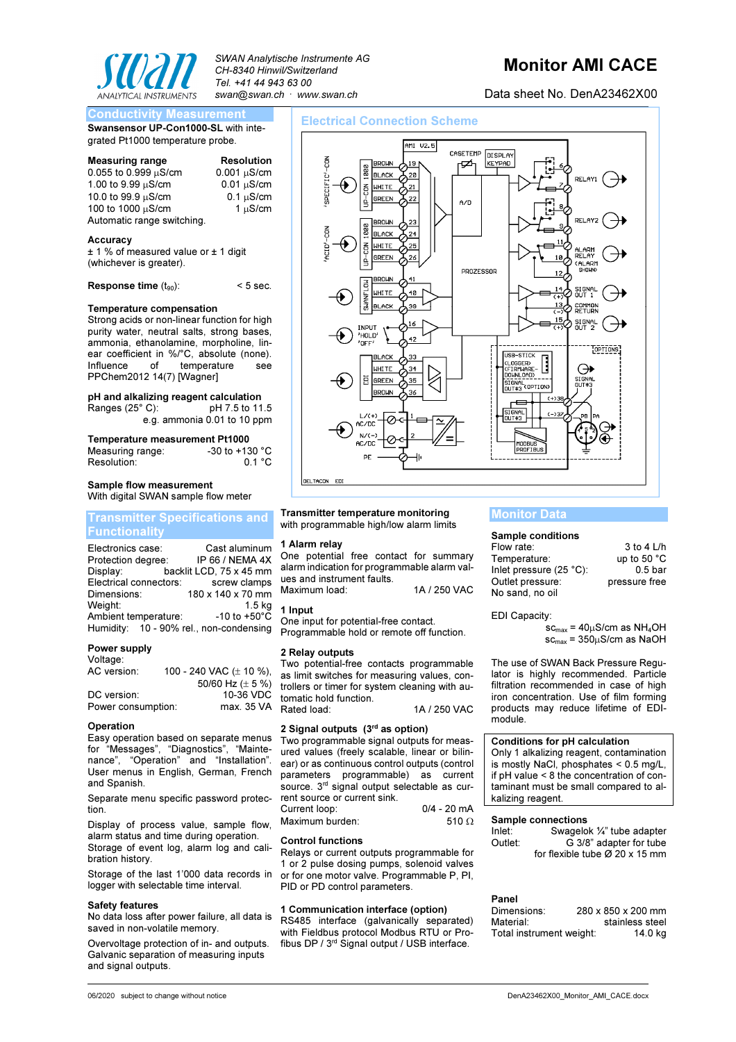# Monitor AMI CACE

Data sheet No. DenA23462X00

SWAN Analytische Instrumente AG
CH-8340 Hinwil/Switzerland
Tel. +41 44 943 63 00
swan@swan.ch · www.swan.ch

## Conductivity Measurement

**Swansensor UP-Con1000-SL** with integrated Pt1000 temperature probe.

| **Measuring range** | **Resolution** |
|---|---|
| 0.055 to 0.999 µS/cm | 0.001 µS/cm |
| 1.00 to 9.99 µS/cm | 0.01 µS/cm |
| 10.0 to 99.9 µS/cm | 0.1 µS/cm |
| 100 to 1000 µS/cm | 1 µS/cm |

Automatic range switching.

**Accuracy**
± 1 % of measured value or ± 1 digit (whichever is greater).

**Response time** ($t_{90}$): < 5 sec.

**Temperature compensation**
Strong acids or non-linear function for high purity water, neutral salts, strong bases, ammonia, ethanolamine, morpholine, linear coefficient in %/°C, absolute (none). Influence of temperature see PPChem2012 14(7) [Wagner]

**pH and alkalizing reagent calculation**
Ranges (25° C): pH 7.5 to 11.5
e.g. ammonia 0.01 to 10 ppm

**Temperature measurement Pt1000**
Measuring range: -30 to +130 °C
Resolution: 0.1 °C

**Sample flow measurement**
With digital SWAN sample flow meter

## Electrical Connection Scheme

AMI V2.5
CASETEMP
DISPLAY KEYPAD
A/D
PROZESSOR
'SPECIFIC'-CON
UP-CON 1000
BROWN 19, BLACK 20, WHITE 21, GREEN 22
'ACID'-CON
UP-CON 1000
BROWN 23, BLACK 24, WHITE 25, GREEN 26
SWANFLOW
BROWN 41, WHITE 40, BLACK 39
INPUT 'HOLD' 'OFF' 16, 42
EDI
BLACK 33, WHITE 34, GREEN 35, BROWN 36
L/(+) AC/DC 1
N/(-) AC/DC 2
PE
RELAY1 6, 7
RELAY2 8, 9
ALARM RELAY <ALARM SHOWN> 11, 10, 12
SIGNAL OUT 1 14 (+)
COMMON RETURN 13 (-)
SIGNAL OUT 2 15 (+)
OPTIONS
USB-STICK <LOGGER> <FIRMWARE-DOWNLOAD>
SIGNAL OUT#3 <OPTION>
SIGNAL OUT#3
(+) 38
(-) 37
MODBUS PROFIBUS
PB PA
DELTACON EDI

## Transmitter Specifications and Functionality

| | |
|---|---|
| Electronics case: | Cast aluminum |
| Protection degree: | IP 66 / NEMA 4X |
| Display: | backlit LCD, 75 x 45 mm |
| Electrical connectors: | screw clamps |
| Dimensions: | 180 x 140 x 70 mm |
| Weight: | 1.5 kg |
| Ambient temperature: | -10 to +50°C |
| Humidity: | 10 - 90% rel., non-condensing |

**Power supply**
Voltage:
AC version: 100 - 240 VAC (± 10 %), 50/60 Hz (± 5 %)
DC version: 10-36 VDC
Power consumption: max. 35 VA

**Operation**
Easy operation based on separate menus for "Messages", "Diagnostics", "Maintenance", "Operation" and "Installation". User menus in English, German, French and Spanish.

Separate menu specific password protection.

Display of process value, sample flow, alarm status and time during operation. Storage of event log, alarm log and calibration history.

Storage of the last 1'000 data records in logger with selectable time interval.

**Safety features**
No data loss after power failure, all data is saved in non-volatile memory.

Overvoltage protection of in- and outputs. Galvanic separation of measuring inputs and signal outputs.

**Transmitter temperature monitoring**
with programmable high/low alarm limits

**1 Alarm relay**
One potential free contact for summary alarm indication for programmable alarm values and instrument faults.
Maximum load: 1A / 250 VAC

**1 Input**
One input for potential-free contact.
Programmable hold or remote off function.

**2 Relay outputs**
Two potential-free contacts programmable as limit switches for measuring values, controllers or timer for system cleaning with automatic hold function.
Rated load: 1A / 250 VAC

**2 Signal outputs (3rd as option)**
Two programmable signal outputs for measured values (freely scalable, linear or bilinear) or as continuous control outputs (control parameters programmable) as current source. 3rd signal output selectable as current source or current sink.
Current loop: 0/4 - 20 mA
Maximum burden: 510 Ω

**Control functions**
Relays or current outputs programmable for 1 or 2 pulse dosing pumps, solenoid valves or for one motor valve. Programmable P, PI, PID or PD control parameters.

**1 Communication interface (option)**
RS485 interface (galvanically separated) with Fieldbus protocol Modbus RTU or Profibus DP / 3rd Signal output / USB interface.

## Monitor Data

**Sample conditions**

| | |
|---|---|
| Flow rate: | 3 to 4 L/h |
| Temperature: | up to 50 °C |
| Inlet pressure (25 °C): | 0.5 bar |
| Outlet pressure: | pressure free |

No sand, no oil

EDI Capacity:
$sc_{max}$ = 40µS/cm as $NH_4OH$
$sc_{max}$ = 350µS/cm as NaOH

The use of SWAN Back Pressure Regulator is highly recommended. Particle filtration recommended in case of high iron concentration. Use of film forming products may reduce lifetime of EDI-module.

**Conditions for pH calculation**
Only 1 alkalizing reagent, contamination is mostly NaCl, phosphates < 0.5 mg/L, if pH value < 8 the concentration of contaminant must be small compared to alkalizing reagent.

**Sample connections**
Inlet: Swagelok ¼" tube adapter
Outlet: G 3/8" adapter for tube for flexible tube Ø 20 x 15 mm

**Panel**

| | |
|---|---|
| Dimensions: | 280 x 850 x 200 mm |
| Material: | stainless steel |
| Total instrument weight: | 14.0 kg |

06/2020 subject to change without notice
DenA23462X00_Monitor_AMI_CACE.docx